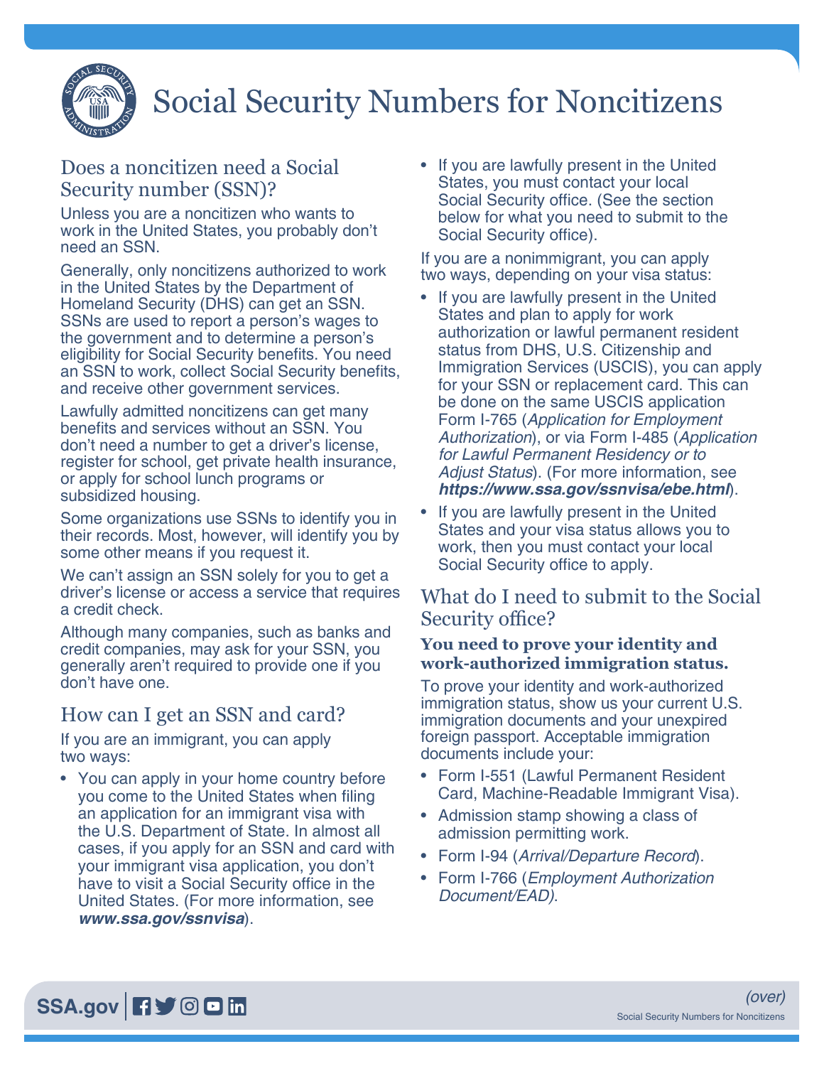# Social Security Numbers for Noncitizens

## Does a noncitizen need a Social Security number (SSN)?

Unless you are a noncitizen who wants to work in the United States, you probably don't need an SSN.

Generally, only noncitizens authorized to work in the United States by the Department of Homeland Security (DHS) can get an SSN. SSNs are used to report a person's wages to the government and to determine a person's eligibility for Social Security benefits. You need an SSN to work, collect Social Security benefits, and receive other government services.

Lawfully admitted noncitizens can get many benefits and services without an SSN. You don't need a number to get a driver's license, register for school, get private health insurance, or apply for school lunch programs or subsidized housing.

Some organizations use SSNs to identify you in their records. Most, however, will identify you by some other means if you request it.

We can't assign an SSN solely for you to get a driver's license or access a service that requires a credit check.

Although many companies, such as banks and credit companies, may ask for your SSN, you generally aren't required to provide one if you don't have one.

## How can I get an SSN and card?

If you are an immigrant, you can apply two ways:

- You can apply in your home country before you come to the United States when filing an application for an immigrant visa with the U.S. Department of State. In almost all cases, if you apply for an SSN and card with your immigrant visa application, you don't have to visit a Social Security office in the United States. (For more information, see ***www.ssa.gov/ssnvisa***).
- If you are lawfully present in the United States, you must contact your local Social Security office. (See the section below for what you need to submit to the Social Security office).

If you are a nonimmigrant, you can apply two ways, depending on your visa status:

- If you are lawfully present in the United States and plan to apply for work authorization or lawful permanent resident status from DHS, U.S. Citizenship and Immigration Services (USCIS), you can apply for your SSN or replacement card. This can be done on the same USCIS application Form I-765 (*Application for Employment Authorization*), or via Form I-485 (*Application for Lawful Permanent Residency or to Adjust Status*). (For more information, see ***https://www.ssa.gov/ssnvisa/ebe.html***).
- If you are lawfully present in the United States and your visa status allows you to work, then you must contact your local Social Security office to apply.

## What do I need to submit to the Social Security office?

**You need to prove your identity and work-authorized immigration status.**

To prove your identity and work-authorized immigration status, show us your current U.S. immigration documents and your unexpired foreign passport. Acceptable immigration documents include your:

- Form I-551 (Lawful Permanent Resident Card, Machine-Readable Immigrant Visa).
- Admission stamp showing a class of admission permitting work.
- Form I-94 (*Arrival/Departure Record*).
- Form I-766 (*Employment Authorization Document/EAD)*.

(over)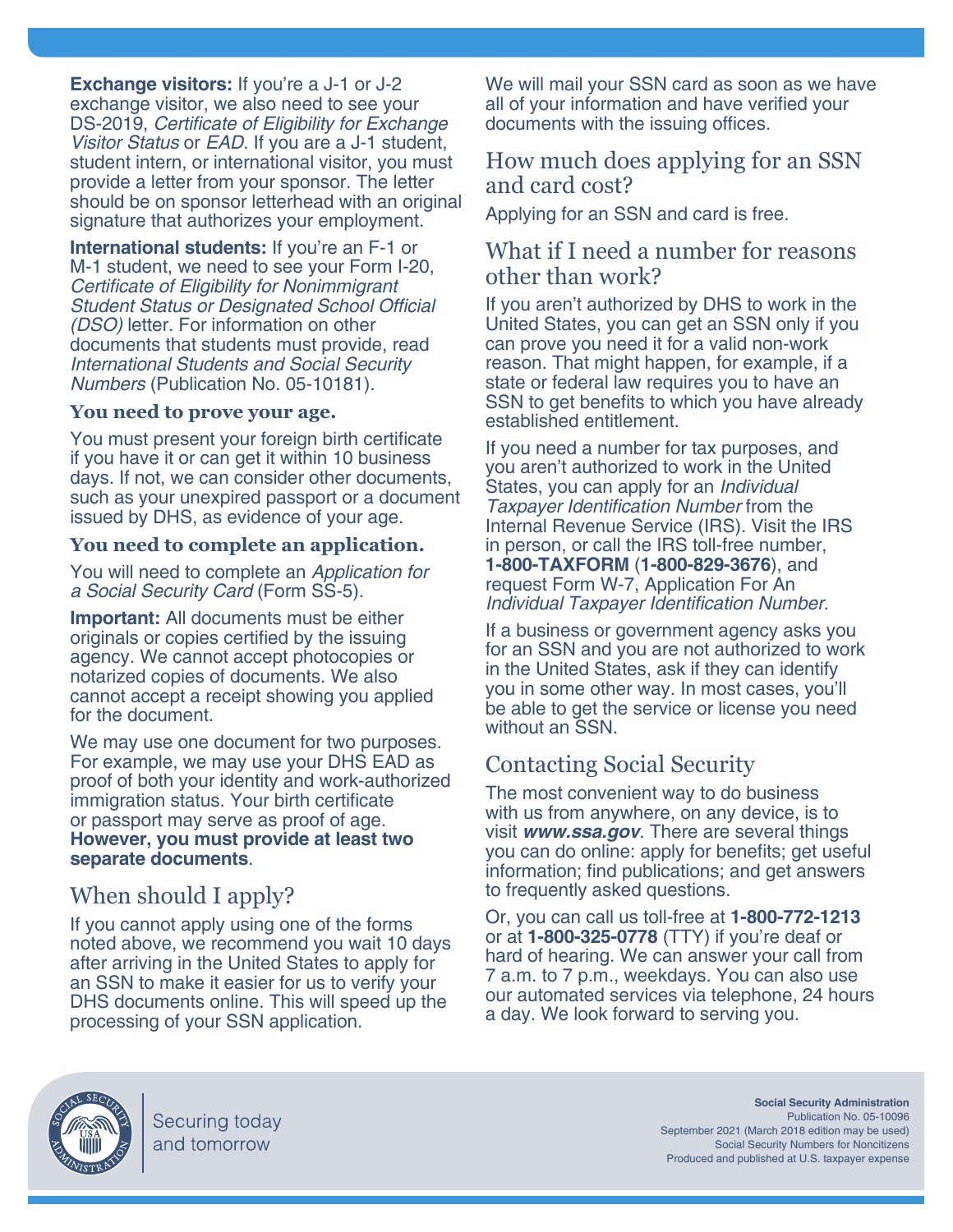**Exchange visitors:** If you're a J-1 or J-2 exchange visitor, we also need to see your DS-2019, *Certificate of Eligibility for Exchange Visitor Status* or *EAD*. If you are a J-1 student, student intern, or international visitor, you must provide a letter from your sponsor. The letter should be on sponsor letterhead with an original signature that authorizes your employment.

**International students:** If you're an F-1 or M-1 student, we need to see your Form I-20, *Certificate of Eligibility for Nonimmigrant Student Status or Designated School Official (DSO)* letter. For information on other documents that students must provide, read *International Students and Social Security Numbers* (Publication No. 05-10181).

### You need to prove your age.

You must present your foreign birth certificate if you have it or can get it within 10 business days. If not, we can consider other documents, such as your unexpired passport or a document issued by DHS, as evidence of your age.

### You need to complete an application.

You will need to complete an *Application for a Social Security Card* (Form SS-5).

**Important:** All documents must be either originals or copies certified by the issuing agency. We cannot accept photocopies or notarized copies of documents. We also cannot accept a receipt showing you applied for the document.

We may use one document for two purposes. For example, we may use your DHS EAD as proof of both your identity and work-authorized immigration status. Your birth certificate or passport may serve as proof of age. **However, you must provide at least two separate documents**.

## When should I apply?

If you cannot apply using one of the forms noted above, we recommend you wait 10 days after arriving in the United States to apply for an SSN to make it easier for us to verify your DHS documents online. This will speed up the processing of your SSN application.

We will mail your SSN card as soon as we have all of your information and have verified your documents with the issuing offices.

## How much does applying for an SSN and card cost?

Applying for an SSN and card is free.

## What if I need a number for reasons other than work?

If you aren't authorized by DHS to work in the United States, you can get an SSN only if you can prove you need it for a valid non-work reason. That might happen, for example, if a state or federal law requires you to have an SSN to get benefits to which you have already established entitlement.

If you need a number for tax purposes, and you aren't authorized to work in the United States, you can apply for an *Individual Taxpayer Identification Number* from the Internal Revenue Service (IRS). Visit the IRS in person, or call the IRS toll-free number, **1-800-TAXFORM** (**1-800-829-3676**), and request Form W-7, Application For An *Individual Taxpayer Identification Number*.

If a business or government agency asks you for an SSN and you are not authorized to work in the United States, ask if they can identify you in some other way. In most cases, you'll be able to get the service or license you need without an SSN.

## Contacting Social Security

The most convenient way to do business with us from anywhere, on any device, is to visit ***www.ssa.gov***. There are several things you can do online: apply for benefits; get useful information; find publications; and get answers to frequently asked questions.

Or, you can call us toll-free at **1-800-772-1213** or at **1-800-325-0778** (TTY) if you're deaf or hard of hearing. We can answer your call from 7 a.m. to 7 p.m., weekdays. You can also use our automated services via telephone, 24 hours a day. We look forward to serving you.

Securing today and tomorrow

**Social Security Administration**
Publication No. 05-10096
September 2021 (March 2018 edition may be used)
Social Security Numbers for Noncitizens
Produced and published at U.S. taxpayer expense